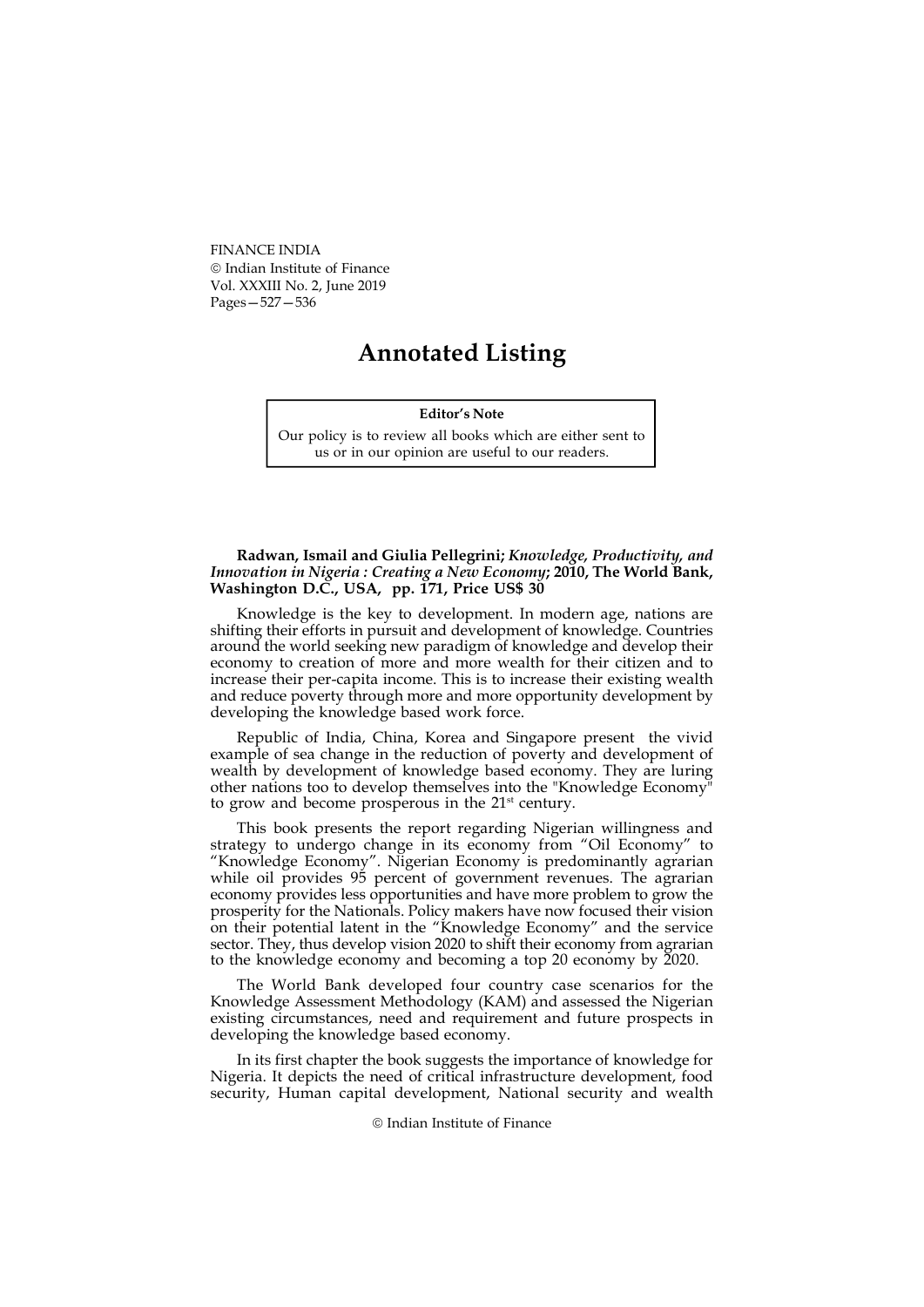# Annotated Listing

**Editor's Note**

Our policy is to review all books which are either sent to us or in our opinion are useful to our readers.

**Radwan, Ismail and Giulia Pellegrini; *Knowledge, Productivity, and Innovation in Nigeria : Creating a New Economy*; 2010, The World Bank, Washington D.C., USA, pp. 171, Price US$ 30**

Knowledge is the key to development. In modern age, nations are shifting their efforts in pursuit and development of knowledge. Countries around the world seeking new paradigm of knowledge and develop their economy to creation of more and more wealth for their citizen and to increase their per-capita income. This is to increase their existing wealth and reduce poverty through more and more opportunity development by developing the knowledge based work force.

Republic of India, China, Korea and Singapore present the vivid example of sea change in the reduction of poverty and development of wealth by development of knowledge based economy. They are luring other nations too to develop themselves into the "Knowledge Economy" to grow and become prosperous in the 21st century.

This book presents the report regarding Nigerian willingness and strategy to undergo change in its economy from "Oil Economy" to "Knowledge Economy". Nigerian Economy is predominantly agrarian while oil provides 95 percent of government revenues. The agrarian economy provides less opportunities and have more problem to grow the prosperity for the Nationals. Policy makers have now focused their vision on their potential latent in the "Knowledge Economy" and the service sector. They, thus develop vision 2020 to shift their economy from agrarian to the knowledge economy and becoming a top 20 economy by 2020.

The World Bank developed four country case scenarios for the Knowledge Assessment Methodology (KAM) and assessed the Nigerian existing circumstances, need and requirement and future prospects in developing the knowledge based economy.

In its first chapter the book suggests the importance of knowledge for Nigeria. It depicts the need of critical infrastructure development, food security, Human capital development, National security and wealth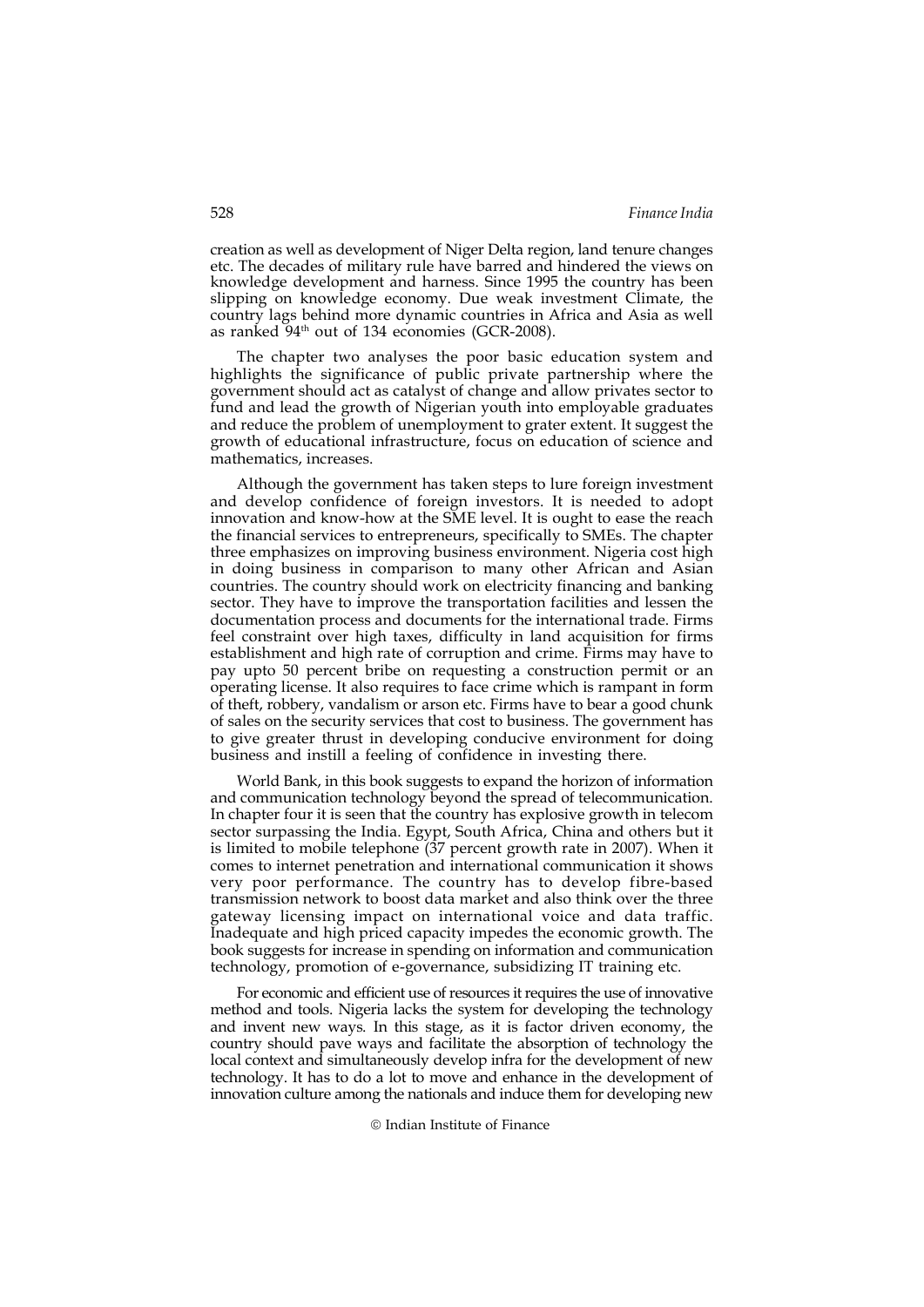creation as well as development of Niger Delta region, land tenure changes etc. The decades of military rule have barred and hindered the views on knowledge development and harness. Since 1995 the country has been slipping on knowledge economy. Due weak investment Climate, the country lags behind more dynamic countries in Africa and Asia as well as ranked 94th out of 134 economies (GCR-2008).

The chapter two analyses the poor basic education system and highlights the significance of public private partnership where the government should act as catalyst of change and allow privates sector to fund and lead the growth of Nigerian youth into employable graduates and reduce the problem of unemployment to grater extent. It suggest the growth of educational infrastructure, focus on education of science and mathematics, increases.

Although the government has taken steps to lure foreign investment and develop confidence of foreign investors. It is needed to adopt innovation and know-how at the SME level. It is ought to ease the reach the financial services to entrepreneurs, specifically to SMEs. The chapter three emphasizes on improving business environment. Nigeria cost high in doing business in comparison to many other African and Asian countries. The country should work on electricity financing and banking sector. They have to improve the transportation facilities and lessen the documentation process and documents for the international trade. Firms feel constraint over high taxes, difficulty in land acquisition for firms establishment and high rate of corruption and crime. Firms may have to pay upto 50 percent bribe on requesting a construction permit or an operating license. It also requires to face crime which is rampant in form of theft, robbery, vandalism or arson etc. Firms have to bear a good chunk of sales on the security services that cost to business. The government has to give greater thrust in developing conducive environment for doing business and instill a feeling of confidence in investing there.

World Bank, in this book suggests to expand the horizon of information and communication technology beyond the spread of telecommunication. In chapter four it is seen that the country has explosive growth in telecom sector surpassing the India. Egypt, South Africa, China and others but it is limited to mobile telephone (37 percent growth rate in 2007). When it comes to internet penetration and international communication it shows very poor performance. The country has to develop fibre-based transmission network to boost data market and also think over the three gateway licensing impact on international voice and data traffic. Inadequate and high priced capacity impedes the economic growth. The book suggests for increase in spending on information and communication technology, promotion of e-governance, subsidizing IT training etc.

For economic and efficient use of resources it requires the use of innovative method and tools. Nigeria lacks the system for developing the technology and invent new ways. In this stage, as it is factor driven economy, the country should pave ways and facilitate the absorption of technology the local context and simultaneously develop infra for the development of new technology. It has to do a lot to move and enhance in the development of innovation culture among the nationals and induce them for developing new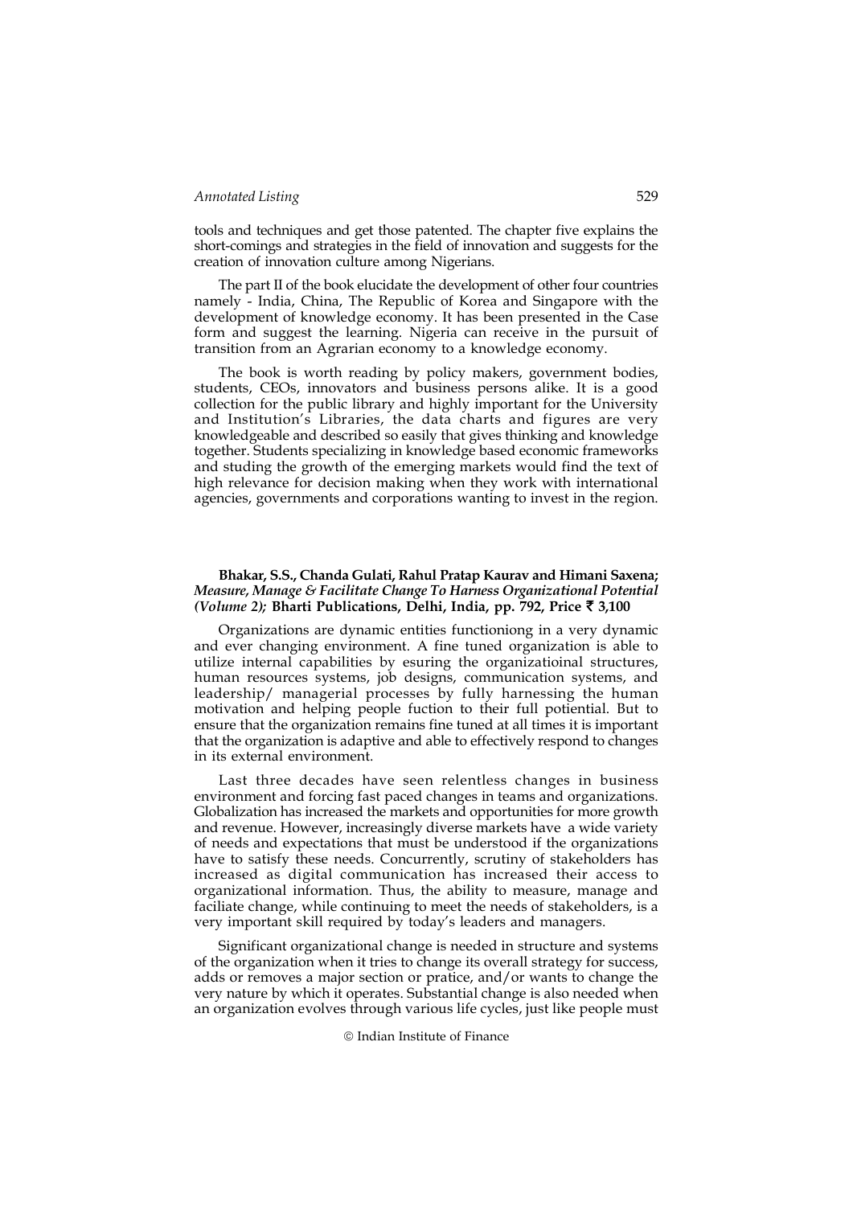tools and techniques and get those patented. The chapter five explains the short-comings and strategies in the field of innovation and suggests for the creation of innovation culture among Nigerians.

The part II of the book elucidate the development of other four countries namely - India, China, The Republic of Korea and Singapore with the development of knowledge economy. It has been presented in the Case form and suggest the learning. Nigeria can receive in the pursuit of transition from an Agrarian economy to a knowledge economy.

The book is worth reading by policy makers, government bodies, students, CEOs, innovators and business persons alike. It is a good collection for the public library and highly important for the University and Institution's Libraries, the data charts and figures are very knowledgeable and described so easily that gives thinking and knowledge together. Students specializing in knowledge based economic frameworks and studing the growth of the emerging markets would find the text of high relevance for decision making when they work with international agencies, governments and corporations wanting to invest in the region.

**Bhakar, S.S., Chanda Gulati, Rahul Pratap Kaurav and Himani Saxena;** ***Measure, Manage & Facilitate Change To Harness Organizational Potential (Volume 2);*** **Bharti Publications, Delhi, India, pp. 792, Price ₹ 3,100**

Organizations are dynamic entities functioniong in a very dynamic and ever changing environment. A fine tuned organization is able to utilize internal capabilities by esuring the organizatioinal structures, human resources systems, job designs, communication systems, and leadership/ managerial processes by fully harnessing the human motivation and helping people fuction to their full potiential. But to ensure that the organization remains fine tuned at all times it is important that the organization is adaptive and able to effectively respond to changes in its external environment.

Last three decades have seen relentless changes in business environment and forcing fast paced changes in teams and organizations. Globalization has increased the markets and opportunities for more growth and revenue. However, increasingly diverse markets have a wide variety of needs and expectations that must be understood if the organizations have to satisfy these needs. Concurrently, scrutiny of stakeholders has increased as digital communication has increased their access to organizational information. Thus, the ability to measure, manage and faciliate change, while continuing to meet the needs of stakeholders, is a very important skill required by today's leaders and managers.

Significant organizational change is needed in structure and systems of the organization when it tries to change its overall strategy for success, adds or removes a major section or pratice, and/or wants to change the very nature by which it operates. Substantial change is also needed when an organization evolves through various life cycles, just like people must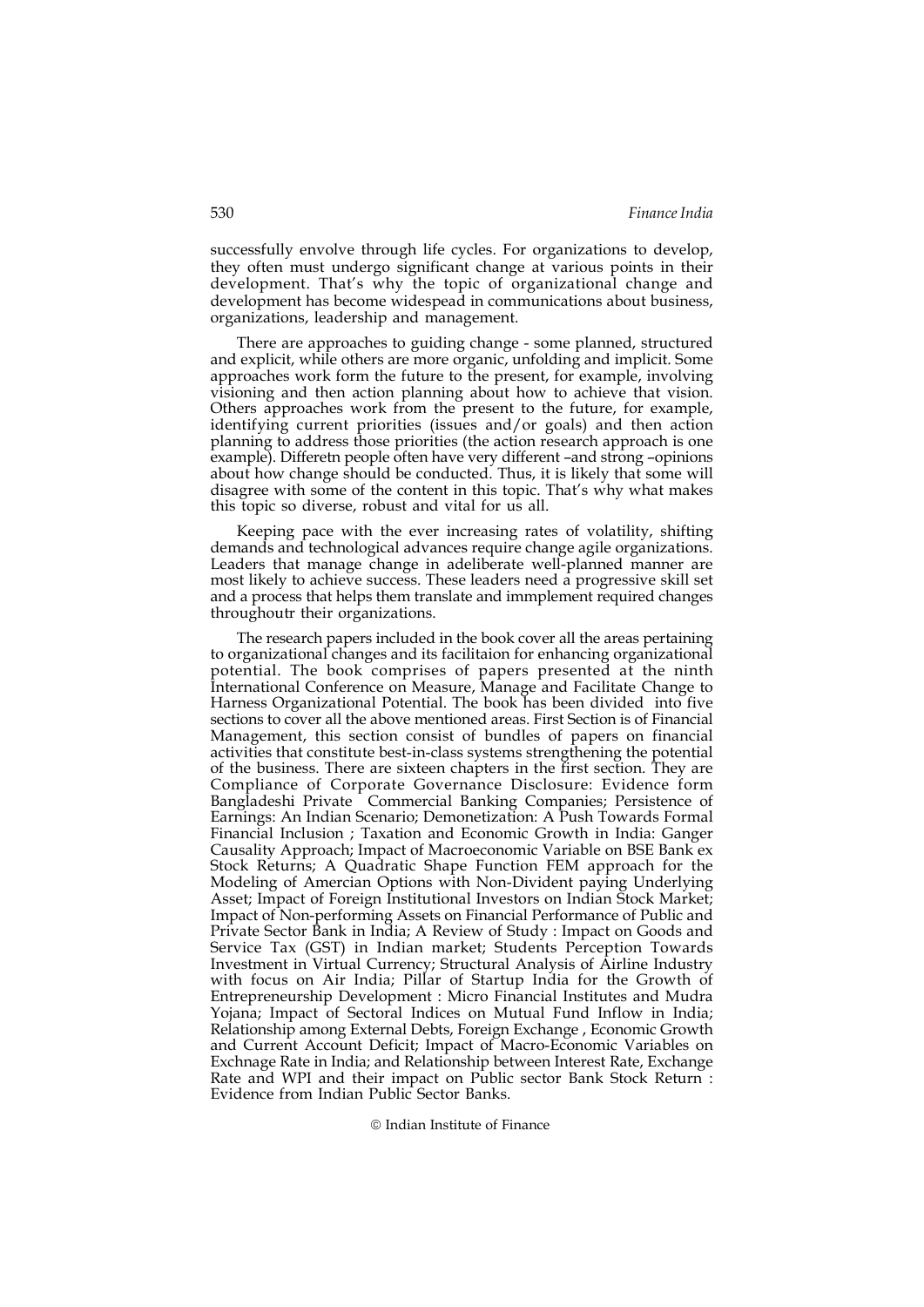successfully envolve through life cycles. For organizations to develop, they often must undergo significant change at various points in their development. That's why the topic of organizational change and development has become widespread in communications about business, organizations, leadership and management.

There are approaches to guiding change - some planned, structured and explicit, while others are more organic, unfolding and implicit. Some approaches work form the future to the present, for example, involving visioning and then action planning about how to achieve that vision. Others approaches work from the present to the future, for example, identifying current priorities (issues and/or goals) and then action planning to address those priorities (the action research approach is one example). Differetn people often have very different –and strong –opinions about how change should be conducted. Thus, it is likely that some will disagree with some of the content in this topic. That's why what makes this topic so diverse, robust and vital for us all.

Keeping pace with the ever increasing rates of volatility, shifting demands and technological advances require change agile organizations. Leaders that manage change in adeliberate well-planned manner are most likely to achieve success. These leaders need a progressive skill set and a process that helps them translate and immplement required changes throughoutr their organizations.

The research papers included in the book cover all the areas pertaining to organizational changes and its facilitaion for enhancing organizational potential. The book comprises of papers presented at the ninth International Conference on Measure, Manage and Facilitate Change to Harness Organizational Potential. The book has been divided into five sections to cover all the above mentioned areas. First Section is of Financial Management, this section consist of bundles of papers on financial activities that constitute best-in-class systems strengthening the potential of the business. There are sixteen chapters in the first section. They are Compliance of Corporate Governance Disclosure: Evidence form Bangladeshi Private Commercial Banking Companies; Persistence of Earnings: An Indian Scenario; Demonetization: A Push Towards Formal Financial Inclusion ; Taxation and Economic Growth in India: Ganger Causality Approach; Impact of Macroeconomic Variable on BSE Bank ex Stock Returns; A Quadratic Shape Function FEM approach for the Modeling of Amercian Options with Non-Divident paying Underlying Asset; Impact of Foreign Institutional Investors on Indian Stock Market; Impact of Non-performing Assets on Financial Performance of Public and Private Sector Bank in India; A Review of Study : Impact on Goods and Service Tax (GST) in Indian market; Students Perception Towards Investment in Virtual Currency; Structural Analysis of Airline Industry with focus on Air India; Pillar of Startup India for the Growth of Entrepreneurship Development : Micro Financial Institutes and Mudra Yojana; Impact of Sectoral Indices on Mutual Fund Inflow in India; Relationship among External Debts, Foreign Exchange , Economic Growth and Current Account Deficit; Impact of Macro-Economic Variables on Exchnage Rate in India; and Relationship between Interest Rate, Exchange Rate and WPI and their impact on Public sector Bank Stock Return : Evidence from Indian Public Sector Banks.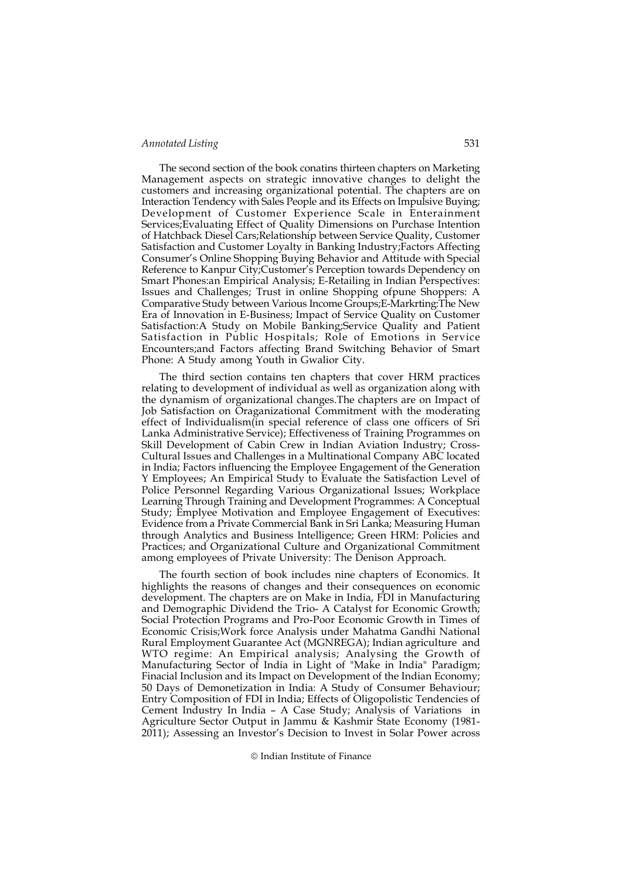The second section of the book conatins thirteen chapters on Marketing Management aspects on strategic innovative changes to delight the customers and increasing organizational potential. The chapters are on Interaction Tendency with Sales People and its Effects on Impulsive Buying; Development of Customer Experience Scale in Enterainment Services;Evaluating Effect of Quality Dimensions on Purchase Intention of Hatchback Diesel Cars;Relationship between Service Quality, Customer Satisfaction and Customer Loyalty in Banking Industry;Factors Affecting Consumer's Online Shopping Buying Behavior and Attitude with Special Reference to Kanpur City;Customer's Perception towards Dependency on Smart Phones:an Empirical Analysis; E-Retailing in Indian Perspectives: Issues and Challenges; Trust in online Shopping ofpune Shoppers: A Comparative Study between Various Income Groups;E-Markrting:The New Era of Innovation in E-Business; Impact of Service Quality on Customer Satisfaction:A Study on Mobile Banking;Service Quality and Patient Satisfaction in Public Hospitals; Role of Emotions in Service Encounters;and Factors affecting Brand Switching Behavior of Smart Phone: A Study among Youth in Gwalior City.

The third section contains ten chapters that cover HRM practices relating to development of individual as well as organization along with the dynamism of organizational changes.The chapters are on Impact of Job Satisfaction on Oraganizational Commitment with the moderating effect of Individualism(in special reference of class one officers of Sri Lanka Administrative Service); Effectiveness of Training Programmes on Skill Development of Cabin Crew in Indian Aviation Industry; Cross-Cultural Issues and Challenges in a Multinational Company ABC located in India; Factors influencing the Employee Engagement of the Generation Y Employees; An Empirical Study to Evaluate the Satisfaction Level of Police Personnel Regarding Various Organizational Issues; Workplace Learning Through Training and Development Programmes: A Conceptual Study; Emplyee Motivation and Employee Engagement of Executives: Evidence from a Private Commercial Bank in Sri Lanka; Measuring Human through Analytics and Business Intelligence; Green HRM: Policies and Practices; and Organizational Culture and Organizational Commitment among employees of Private University: The Denison Approach.

The fourth section of book includes nine chapters of Economics. It highlights the reasons of changes and their consequences on economic development. The chapters are on Make in India, FDI in Manufacturing and Demographic Dividend the Trio- A Catalyst for Economic Growth; Social Protection Programs and Pro-Poor Economic Growth in Times of Economic Crisis;Work force Analysis under Mahatma Gandhi National Rural Employment Guarantee Act (MGNREGA); Indian agriculture and WTO regime: An Empirical analysis; Analysing the Growth of Manufacturing Sector of India in Light of "Make in India" Paradigm; Finacial Inclusion and its Impact on Development of the Indian Economy; 50 Days of Demonetization in India: A Study of Consumer Behaviour; Entry Composition of FDI in India; Effects of Oligopolistic Tendencies of Cement Industry In India – A Case Study; Analysis of Variations in Agriculture Sector Output in Jammu & Kashmir State Economy (1981-2011); Assessing an Investor's Decision to Invest in Solar Power across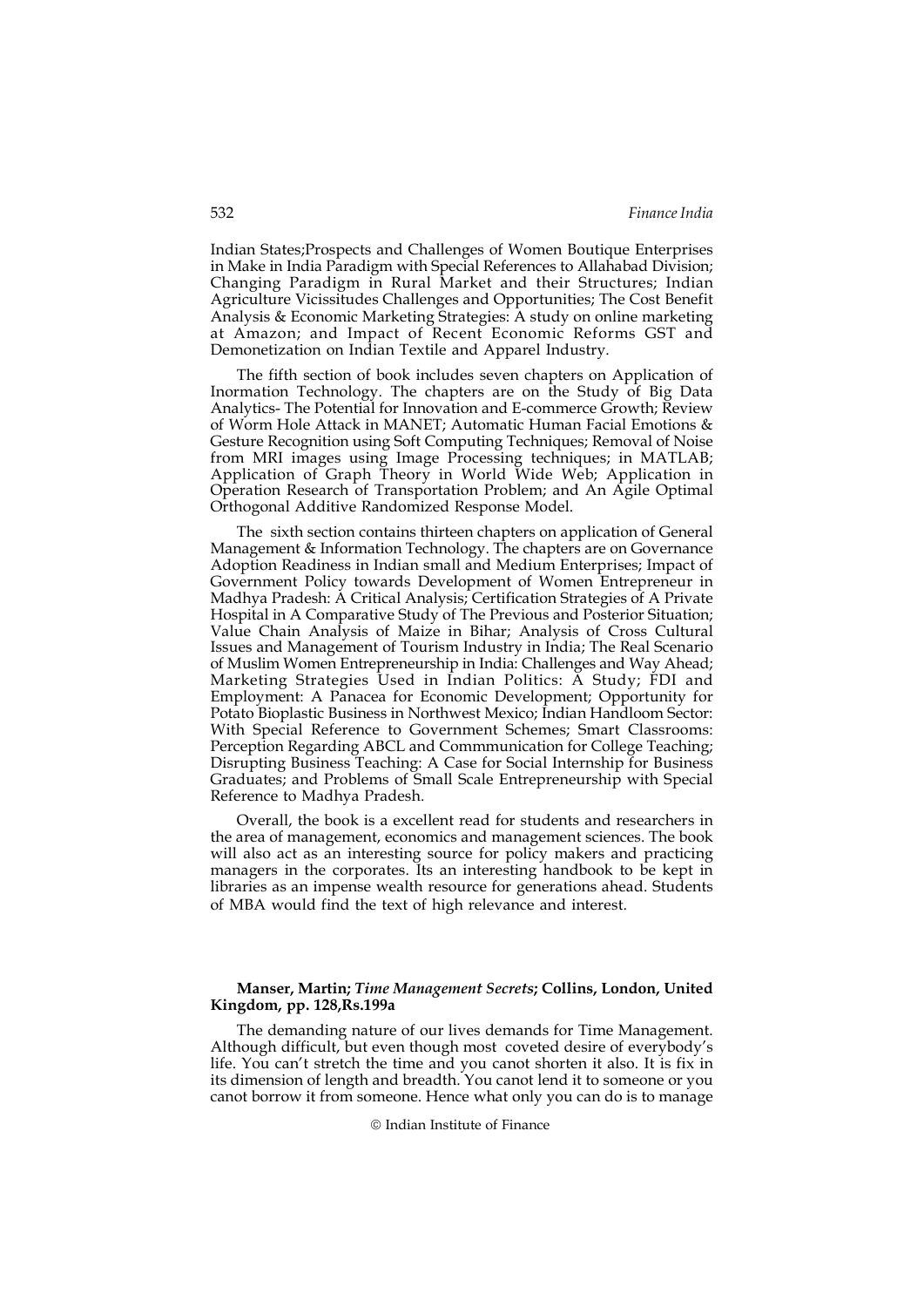Indian States;Prospects and Challenges of Women Boutique Enterprises in Make in India Paradigm with Special References to Allahabad Division; Changing Paradigm in Rural Market and their Structures; Indian Agriculture Vicissitudes Challenges and Opportunities; The Cost Benefit Analysis & Economic Marketing Strategies: A study on online marketing at Amazon; and Impact of Recent Economic Reforms GST and Demonetization on Indian Textile and Apparel Industry.

The fifth section of book includes seven chapters on Application of Inormation Technology. The chapters are on the Study of Big Data Analytics- The Potential for Innovation and E-commerce Growth; Review of Worm Hole Attack in MANET; Automatic Human Facial Emotions & Gesture Recognition using Soft Computing Techniques; Removal of Noise from MRI images using Image Processing techniques; in MATLAB; Application of Graph Theory in World Wide Web; Application in Operation Research of Transportation Problem; and An Agile Optimal Orthogonal Additive Randomized Response Model.

The sixth section contains thirteen chapters on application of General Management & Information Technology. The chapters are on Governance Adoption Readiness in Indian small and Medium Enterprises; Impact of Government Policy towards Development of Women Entrepreneur in Madhya Pradesh: A Critical Analysis; Certification Strategies of A Private Hospital in A Comparative Study of The Previous and Posterior Situation; Value Chain Analysis of Maize in Bihar; Analysis of Cross Cultural Issues and Management of Tourism Industry in India; The Real Scenario of Muslim Women Entrepreneurship in India: Challenges and Way Ahead; Marketing Strategies Used in Indian Politics: A Study; FDI and Employment: A Panacea for Economic Development; Opportunity for Potato Bioplastic Business in Northwest Mexico; Indian Handloom Sector: With Special Reference to Government Schemes; Smart Classrooms: Perception Regarding ABCL and Commmunication for College Teaching; Disrupting Business Teaching: A Case for Social Internship for Business Graduates; and Problems of Small Scale Entrepreneurship with Special Reference to Madhya Pradesh.

Overall, the book is a excellent read for students and researchers in the area of management, economics and management sciences. The book will also act as an interesting source for policy makers and practicing managers in the corporates. Its an interesting handbook to be kept in libraries as an impense wealth resource for generations ahead. Students of MBA would find the text of high relevance and interest.

**Manser, Martin; *Time Management Secrets*; Collins, London, United Kingdom, pp. 128,Rs.199a**

The demanding nature of our lives demands for Time Management. Although difficult, but even though most coveted desire of everybody's life. You can't stretch the time and you canot shorten it also. It is fix in its dimension of length and breadth. You canot lend it to someone or you canot borrow it from someone. Hence what only you can do is to manage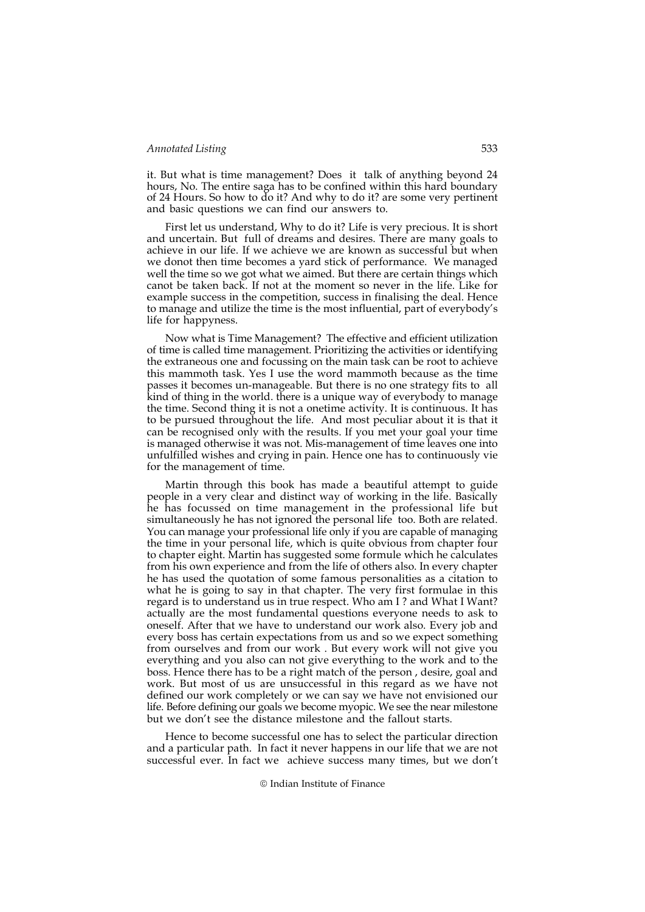it. But what is time management? Does it talk of anything beyond 24 hours, No. The entire saga has to be confined within this hard boundary of 24 Hours. So how to do it? And why to do it? are some very pertinent and basic questions we can find our answers to.

First let us understand, Why to do it? Life is very precious. It is short and uncertain. But full of dreams and desires. There are many goals to achieve in our life. If we achieve we are known as successful but when we donot then time becomes a yard stick of performance. We managed well the time so we got what we aimed. But there are certain things which canot be taken back. If not at the moment so never in the life. Like for example success in the competition, success in finalising the deal. Hence to manage and utilize the time is the most influential, part of everybody's life for happyness.

Now what is Time Management? The effective and efficient utilization of time is called time management. Prioritizing the activities or identifying the extraneous one and focussing on the main task can be root to achieve this mammoth task. Yes I use the word mammoth because as the time passes it becomes un-manageable. But there is no one strategy fits to all kind of thing in the world. there is a unique way of everybody to manage the time. Second thing it is not a onetime activity. It is continuous. It has to be pursued throughout the life. And most peculiar about it is that it can be recognised only with the results. If you met your goal your time is managed otherwise it was not. Mis-management of time leaves one into unfulfilled wishes and crying in pain. Hence one has to continuously vie for the management of time.

Martin through this book has made a beautiful attempt to guide people in a very clear and distinct way of working in the life. Basically he has focussed on time management in the professional life but simultaneously he has not ignored the personal life too. Both are related. You can manage your professional life only if you are capable of managing the time in your personal life, which is quite obvious from chapter four to chapter eight. Martin has suggested some formule which he calculates from his own experience and from the life of others also. In every chapter he has used the quotation of some famous personalities as a citation to what he is going to say in that chapter. The very first formulae in this regard is to understand us in true respect. Who am I ? and What I Want? actually are the most fundamental questions everyone needs to ask to oneself. After that we have to understand our work also. Every job and every boss has certain expectations from us and so we expect something from ourselves and from our work . But every work will not give you everything and you also can not give everything to the work and to the boss. Hence there has to be a right match of the person , desire, goal and work. But most of us are unsuccessful in this regard as we have not defined our work completely or we can say we have not envisioned our life. Before defining our goals we become myopic. We see the near milestone but we don't see the distance milestone and the fallout starts.

Hence to become successful one has to select the particular direction and a particular path. In fact it never happens in our life that we are not successful ever. In fact we achieve success many times, but we don't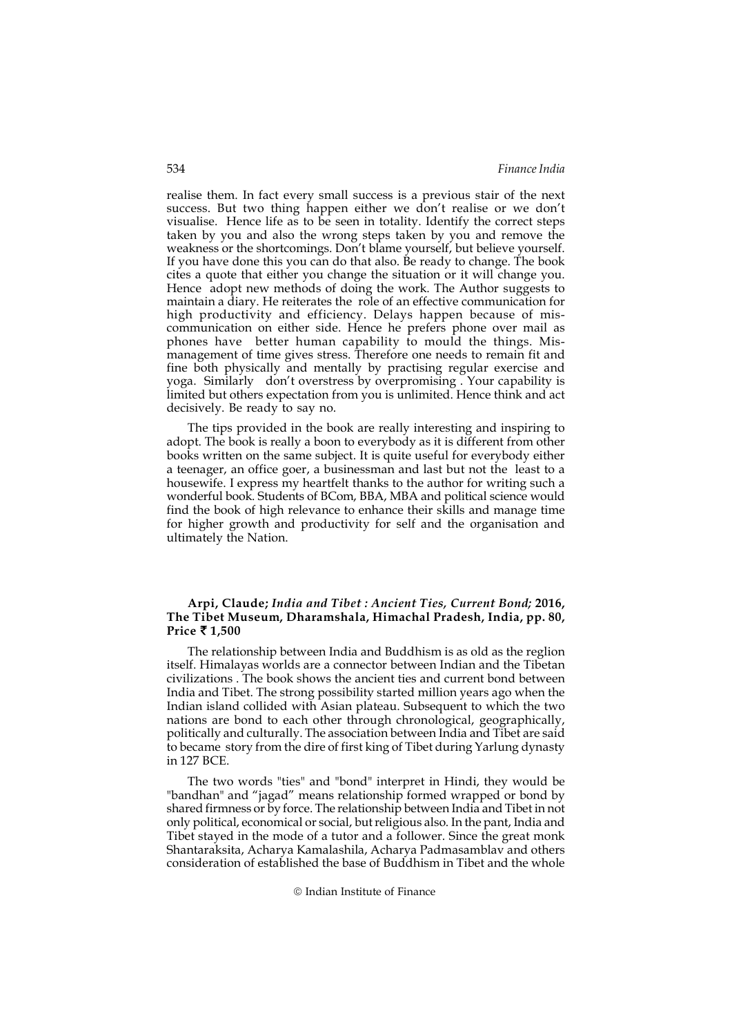realise them. In fact every small success is a previous stair of the next success. But two thing happen either we don't realise or we don't visualise. Hence life as to be seen in totality. Identify the correct steps taken by you and also the wrong steps taken by you and remove the weakness or the shortcomings. Don't blame yourself, but believe yourself. If you have done this you can do that also. Be ready to change. The book cites a quote that either you change the situation or it will change you. Hence adopt new methods of doing the work. The Author suggests to maintain a diary. He reiterates the role of an effective communication for high productivity and efficiency. Delays happen because of mis-communication on either side. Hence he prefers phone over mail as phones have better human capability to mould the things. Mis-management of time gives stress. Therefore one needs to remain fit and fine both physically and mentally by practising regular exercise and yoga. Similarly don't overstress by overpromising . Your capability is limited but others expectation from you is unlimited. Hence think and act decisively. Be ready to say no.

The tips provided in the book are really interesting and inspiring to adopt. The book is really a boon to everybody as it is different from other books written on the same subject. It is quite useful for everybody either a teenager, an office goer, a businessman and last but not the least to a housewife. I express my heartfelt thanks to the author for writing such a wonderful book. Students of BCom, BBA, MBA and political science would find the book of high relevance to enhance their skills and manage time for higher growth and productivity for self and the organisation and ultimately the Nation.

**Arpi, Claude; *India and Tibet : Ancient Ties, Current Bond*; 2016, The Tibet Museum, Dharamshala, Himachal Pradesh, India, pp. 80, Price ₹ 1,500**

The relationship between India and Buddhism is as old as the reglion itself. Himalayas worlds are a connector between Indian and the Tibetan civilizations . The book shows the ancient ties and current bond between India and Tibet. The strong possibility started million years ago when the Indian island collided with Asian plateau. Subsequent to which the two nations are bond to each other through chronological, geographically, politically and culturally. The association between India and Tibet are said to became story from the dire of first king of Tibet during Yarlung dynasty in 127 BCE.

The two words "ties" and "bond" interpret in Hindi, they would be "bandhan" and "jagad" means relationship formed wrapped or bond by shared firmness or by force. The relationship between India and Tibet in not only political, economical or social, but religious also. In the pant, India and Tibet stayed in the mode of a tutor and a follower. Since the great monk Shantaraksita, Acharya Kamalashila, Acharya Padmasamblav and others consideration of established the base of Buddhism in Tibet and the whole

© Indian Institute of Finance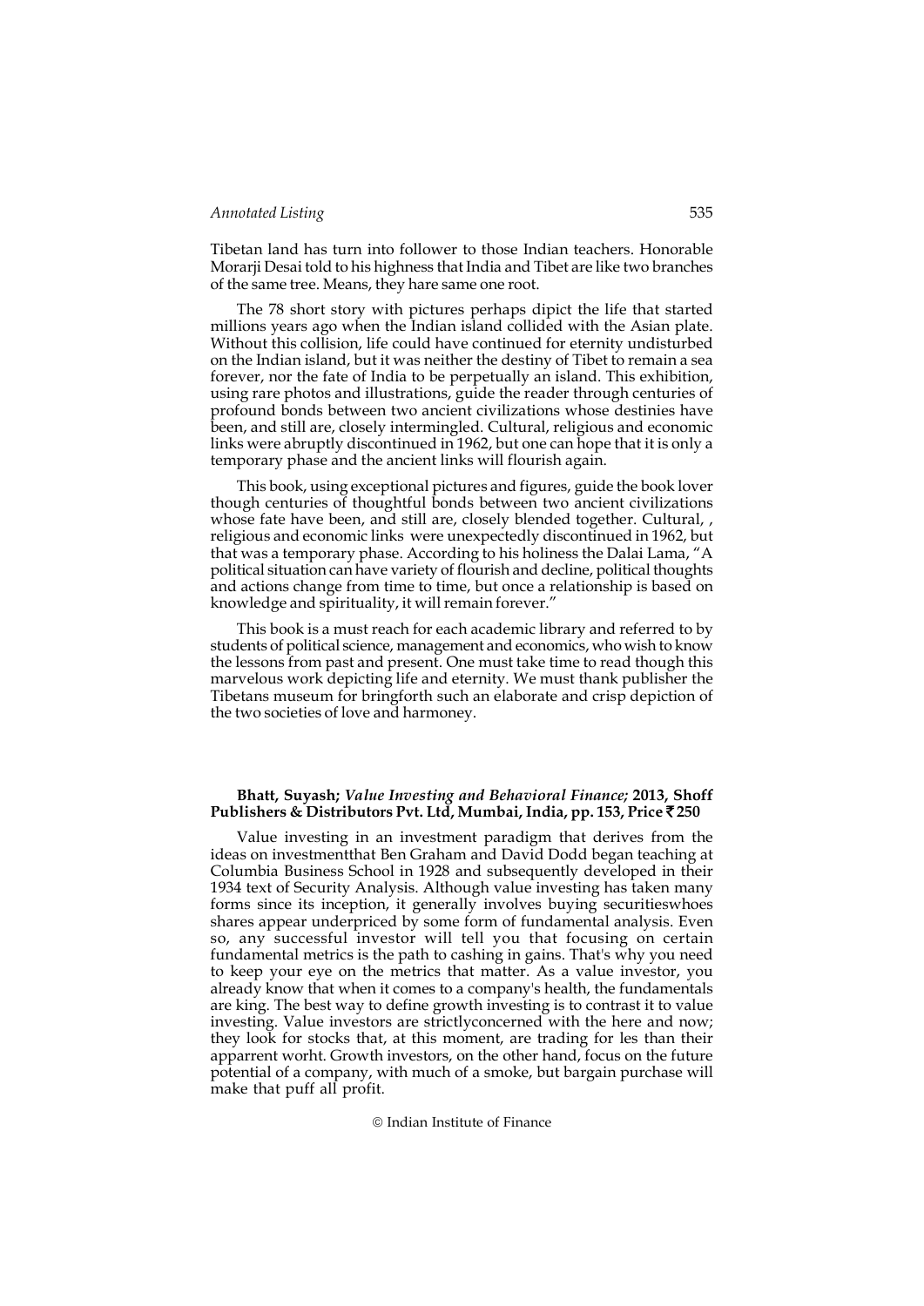Tibetan land has turn into follower to those Indian teachers. Honorable Morarji Desai told to his highness that India and Tibet are like two branches of the same tree. Means, they hare same one root.

The 78 short story with pictures perhaps dipict the life that started millions years ago when the Indian island collided with the Asian plate. Without this collision, life could have continued for eternity undisturbed on the Indian island, but it was neither the destiny of Tibet to remain a sea forever, nor the fate of India to be perpetually an island. This exhibition, using rare photos and illustrations, guide the reader through centuries of profound bonds between two ancient civilizations whose destinies have been, and still are, closely intermingled. Cultural, religious and economic links were abruptly discontinued in 1962, but one can hope that it is only a temporary phase and the ancient links will flourish again.

This book, using exceptional pictures and figures, guide the book lover though centuries of thoughtful bonds between two ancient civilizations whose fate have been, and still are, closely blended together. Cultural, , religious and economic links were unexpectedly discontinued in 1962, but that was a temporary phase. According to his holiness the Dalai Lama, "A political situation can have variety of flourish and decline, political thoughts and actions change from time to time, but once a relationship is based on knowledge and spirituality, it will remain forever."

This book is a must reach for each academic library and referred to by students of political science, management and economics, who wish to know the lessons from past and present. One must take time to read though this marvelous work depicting life and eternity. We must thank publisher the Tibetans museum for bringforth such an elaborate and crisp depiction of the two societies of love and harmoney.

**Bhatt, Suyash; *Value Investing and Behavioral Finance;* 2013, Shoff Publishers & Distributors Pvt. Ltd, Mumbai, India, pp. 153, Price ₹ 250**

Value investing in an investment paradigm that derives from the ideas on investmentthat Ben Graham and David Dodd began teaching at Columbia Business School in 1928 and subsequently developed in their 1934 text of Security Analysis. Although value investing has taken many forms since its inception, it generally involves buying securitieswhoes shares appear underpriced by some form of fundamental analysis. Even so, any successful investor will tell you that focusing on certain fundamental metrics is the path to cashing in gains. That's why you need to keep your eye on the metrics that matter. As a value investor, you already know that when it comes to a company's health, the fundamentals are king. The best way to define growth investing is to contrast it to value investing. Value investors are strictlyconcerned with the here and now; they look for stocks that, at this moment, are trading for les than their apparrent worht. Growth investors, on the other hand, focus on the future potential of a company, with much of a smoke, but bargain purchase will make that puff all profit.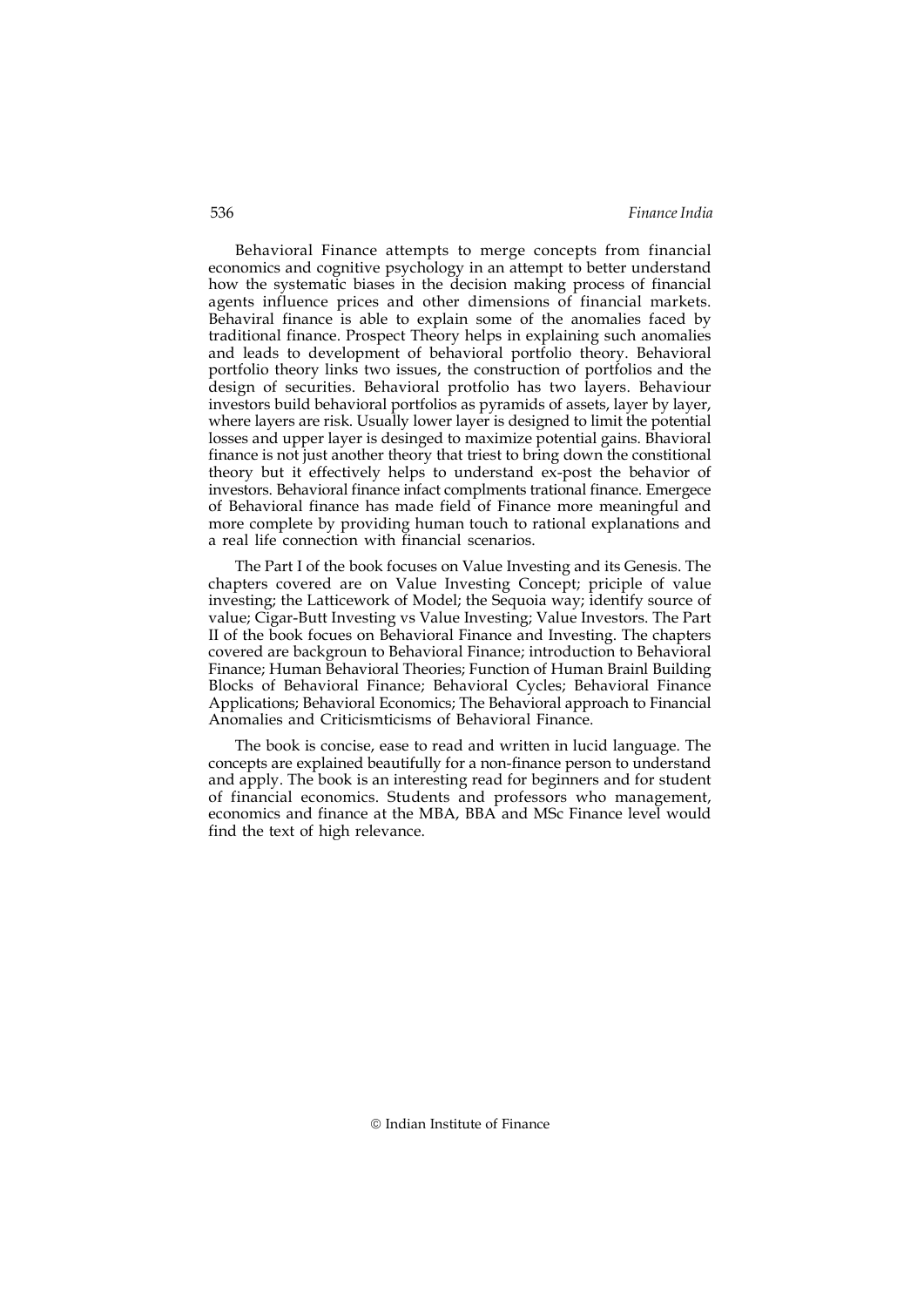Behavioral Finance attempts to merge concepts from financial economics and cognitive psychology in an attempt to better understand how the systematic biases in the decision making process of financial agents influence prices and other dimensions of financial markets. Behaviral finance is able to explain some of the anomalies faced by traditional finance. Prospect Theory helps in explaining such anomalies and leads to development of behavioral portfolio theory. Behavioral portfolio theory links two issues, the construction of portfolios and the design of securities. Behavioral protfolio has two layers. Behaviour investors build behavioral portfolios as pyramids of assets, layer by layer, where layers are risk. Usually lower layer is designed to limit the potential losses and upper layer is desinged to maximize potential gains. Bhavioral finance is not just another theory that triest to bring down the constitional theory but it effectively helps to understand ex-post the behavior of investors. Behavioral finance infact complments trational finance. Emergece of Behavioral finance has made field of Finance more meaningful and more complete by providing human touch to rational explanations and a real life connection with financial scenarios.

The Part I of the book focuses on Value Investing and its Genesis. The chapters covered are on Value Investing Concept; priciple of value investing; the Latticework of Model; the Sequoia way; identify source of value; Cigar-Butt Investing vs Value Investing; Value Investors. The Part II of the book focuses on Behavioral Finance and Investing. The chapters covered are backgroun to Behavioral Finance; introduction to Behavioral Finance; Human Behavioral Theories; Function of Human Brainl Building Blocks of Behavioral Finance; Behavioral Cycles; Behavioral Finance Applications; Behavioral Economics; The Behavioral approach to Financial Anomalies and Criticismticisms of Behavioral Finance.

The book is concise, ease to read and written in lucid language. The concepts are explained beautifully for a non-finance person to understand and apply. The book is an interesting read for beginners and for student of financial economics. Students and professors who management, economics and finance at the MBA, BBA and MSc Finance level would find the text of high relevance.